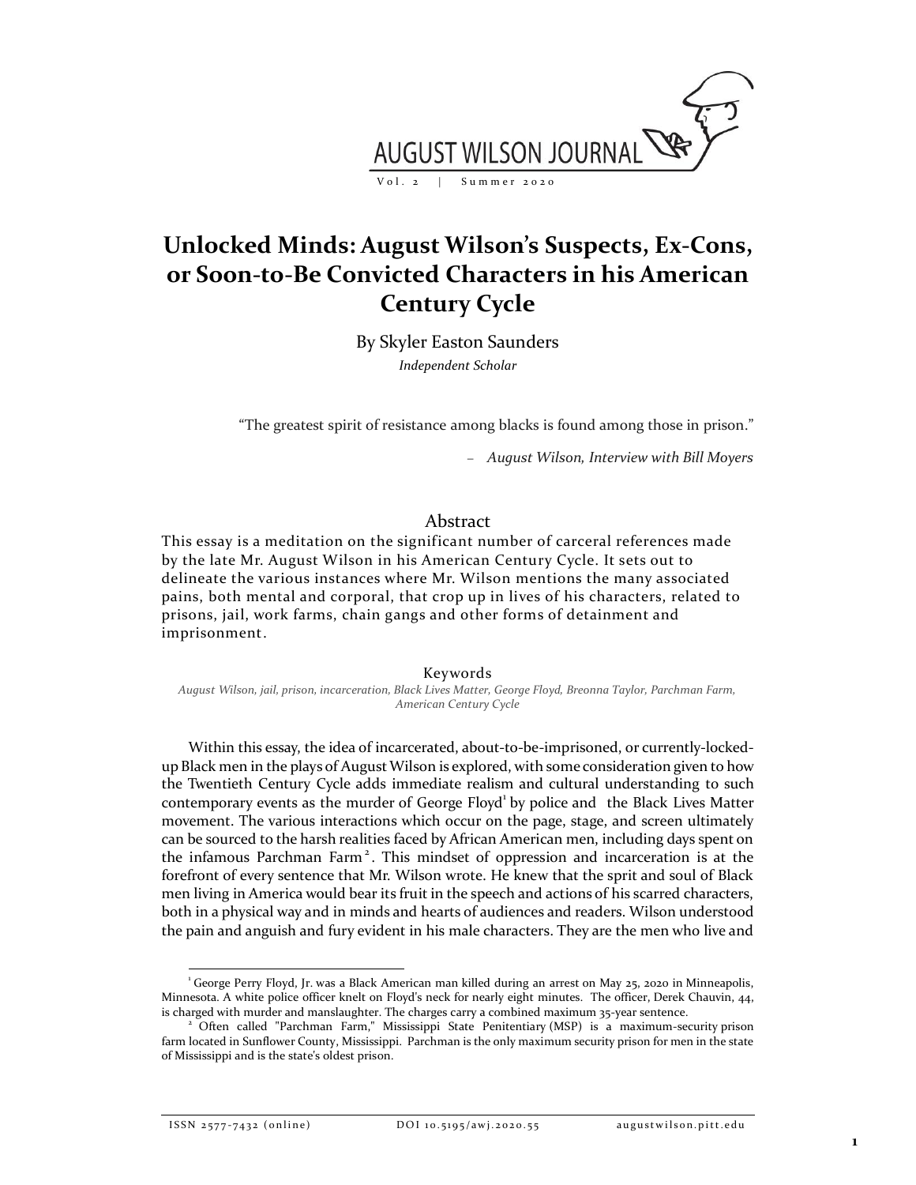# Unlocked Minds: August Wilson's Suspects, Ex-Cons, or Soon-to-Be Convicted Characters in his American Century Cycle

By Skyler Easton Saunders

*Independent Scholar*

"The greatest spirit of resistance among blacks is found among those in prison."

– *August Wilson, Interview with Bill Moyers*

## Abstract

This essay is a meditation on the significant number of carceral references made by the late Mr. August Wilson in his American Century Cycle. It sets out to delineate the various instances where Mr. Wilson mentions the many associated pains, both mental and corporal, that crop up in lives of his characters, related to prisons, jail, work farms, chain gangs and other forms of detainment and imprisonment.

### Keywords

*August Wilson, jail, prison, incarceration, Black Lives Matter, George Floyd, Breonna Taylor, Parchman Farm, American Century Cycle*

Within this essay, the idea of incarcerated, about-to-be-imprisoned, or currently-locked-up Black men in the plays of August Wilson is explored, with some consideration given to how the Twentieth Century Cycle adds immediate realism and cultural understanding to such contemporary events as the murder of George Floyd[1] by police and the Black Lives Matter movement. The various interactions which occur on the page, stage, and screen ultimately can be sourced to the harsh realities faced by African American men, including days spent on the infamous Parchman Farm[2]. This mindset of oppression and incarceration is at the forefront of every sentence that Mr. Wilson wrote. He knew that the sprit and soul of Black men living in America would bear its fruit in the speech and actions of his scarred characters, both in a physical way and in minds and hearts of audiences and readers. Wilson understood the pain and anguish and fury evident in his male characters. They are the men who live and

---

[1] George Perry Floyd, Jr. was a Black American man killed during an arrest on May 25, 2020 in Minneapolis, Minnesota. A white police officer knelt on Floyd's neck for nearly eight minutes. The officer, Derek Chauvin, 44, is charged with murder and manslaughter. The charges carry a combined maximum 35-year sentence.

[2] Often called "Parchman Farm," Mississippi State Penitentiary (MSP) is a maximum-security prison farm located in Sunflower County, Mississippi. Parchman is the only maximum security prison for men in the state of Mississippi and is the state's oldest prison.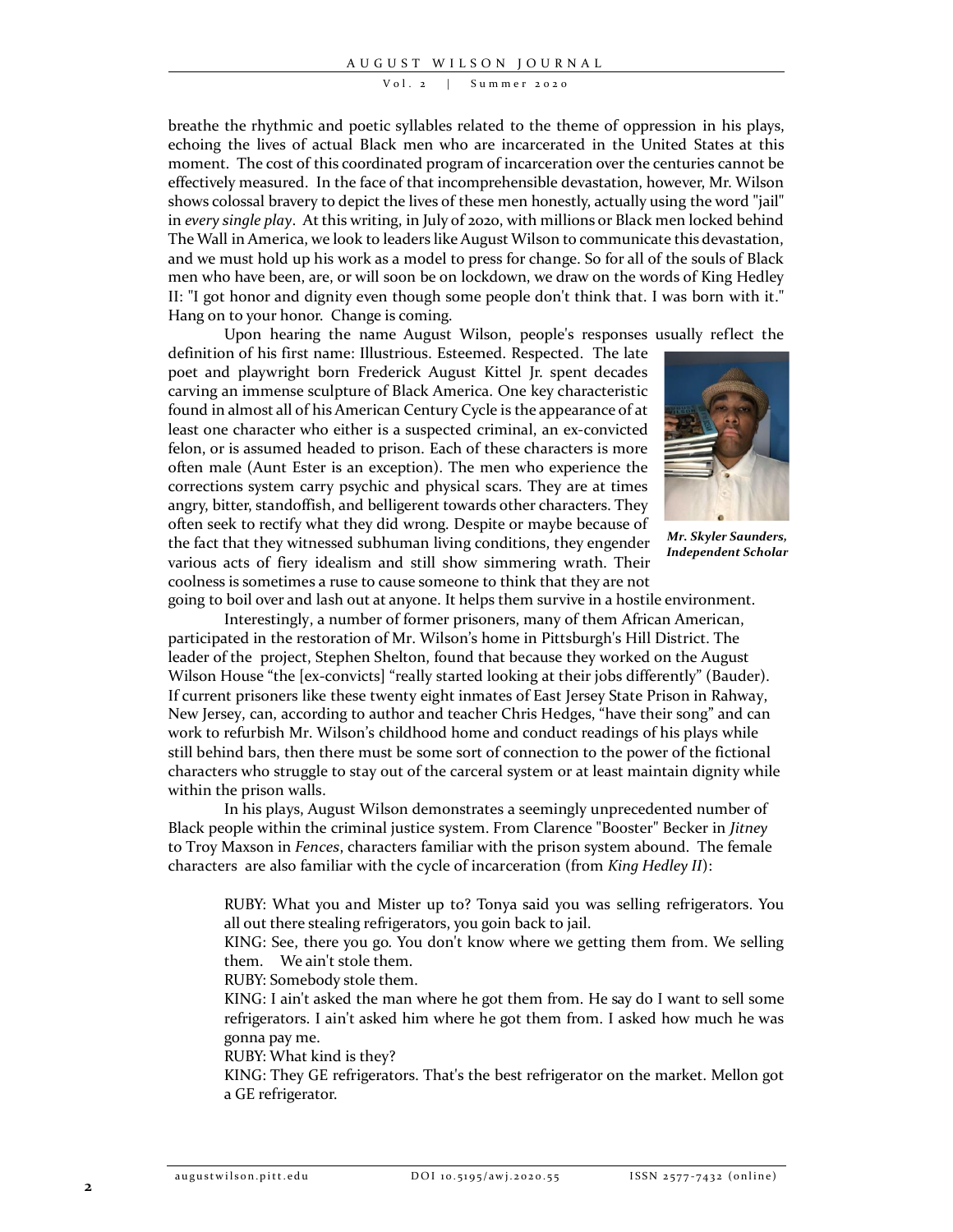breathe the rhythmic and poetic syllables related to the theme of oppression in his plays, echoing the lives of actual Black men who are incarcerated in the United States at this moment. The cost of this coordinated program of incarceration over the centuries cannot be effectively measured. In the face of that incomprehensible devastation, however, Mr. Wilson shows colossal bravery to depict the lives of these men honestly, actually using the word "jail" in *every single play*. At this writing, in July of 2020, with millions or Black men locked behind The Wall in America, we look to leaders like August Wilson to communicate this devastation, and we must hold up his work as a model to press for change. So for all of the souls of Black men who have been, are, or will soon be on lockdown, we draw on the words of King Hedley II: "I got honor and dignity even though some people don't think that. I was born with it." Hang on to your honor. Change is coming.

Upon hearing the name August Wilson, people's responses usually reflect the definition of his first name: Illustrious. Esteemed. Respected. The late poet and playwright born Frederick August Kittel Jr. spent decades carving an immense sculpture of Black America. One key characteristic found in almost all of his American Century Cycle is the appearance of at least one character who either is a suspected criminal, an ex-convicted felon, or is assumed headed to prison. Each of these characters is more often male (Aunt Ester is an exception). The men who experience the corrections system carry psychic and physical scars. They are at times angry, bitter, standoffish, and belligerent towards other characters. They often seek to rectify what they did wrong. Despite or maybe because of the fact that they witnessed subhuman living conditions, they engender various acts of fiery idealism and still show simmering wrath. Their coolness is sometimes a ruse to cause someone to think that they are not going to boil over and lash out at anyone. It helps them survive in a hostile environment.

***Mr. Skyler Saunders, Independent Scholar***

Interestingly, a number of former prisoners, many of them African American, participated in the restoration of Mr. Wilson's home in Pittsburgh's Hill District. The leader of the project, Stephen Shelton, found that because they worked on the August Wilson House "the [ex-convicts] "really started looking at their jobs differently" (Bauder). If current prisoners like these twenty eight inmates of East Jersey State Prison in Rahway, New Jersey, can, according to author and teacher Chris Hedges, "have their song" and can work to refurbish Mr. Wilson's childhood home and conduct readings of his plays while still behind bars, then there must be some sort of connection to the power of the fictional characters who struggle to stay out of the carceral system or at least maintain dignity while within the prison walls.

In his plays, August Wilson demonstrates a seemingly unprecedented number of Black people within the criminal justice system. From Clarence "Booster" Becker in *Jitney* to Troy Maxson in *Fences*, characters familiar with the prison system abound. The female characters are also familiar with the cycle of incarceration (from *King Hedley II*):

> RUBY: What you and Mister up to? Tonya said you was selling refrigerators. You all out there stealing refrigerators, you goin back to jail.
>
> KING: See, there you go. You don't know where we getting them from. We selling them. We ain't stole them.
>
> RUBY: Somebody stole them.
>
> KING: I ain't asked the man where he got them from. He say do I want to sell some refrigerators. I ain't asked him where he got them from. I asked how much he was gonna pay me.
>
> RUBY: What kind is they?
>
> KING: They GE refrigerators. That's the best refrigerator on the market. Mellon got a GE refrigerator.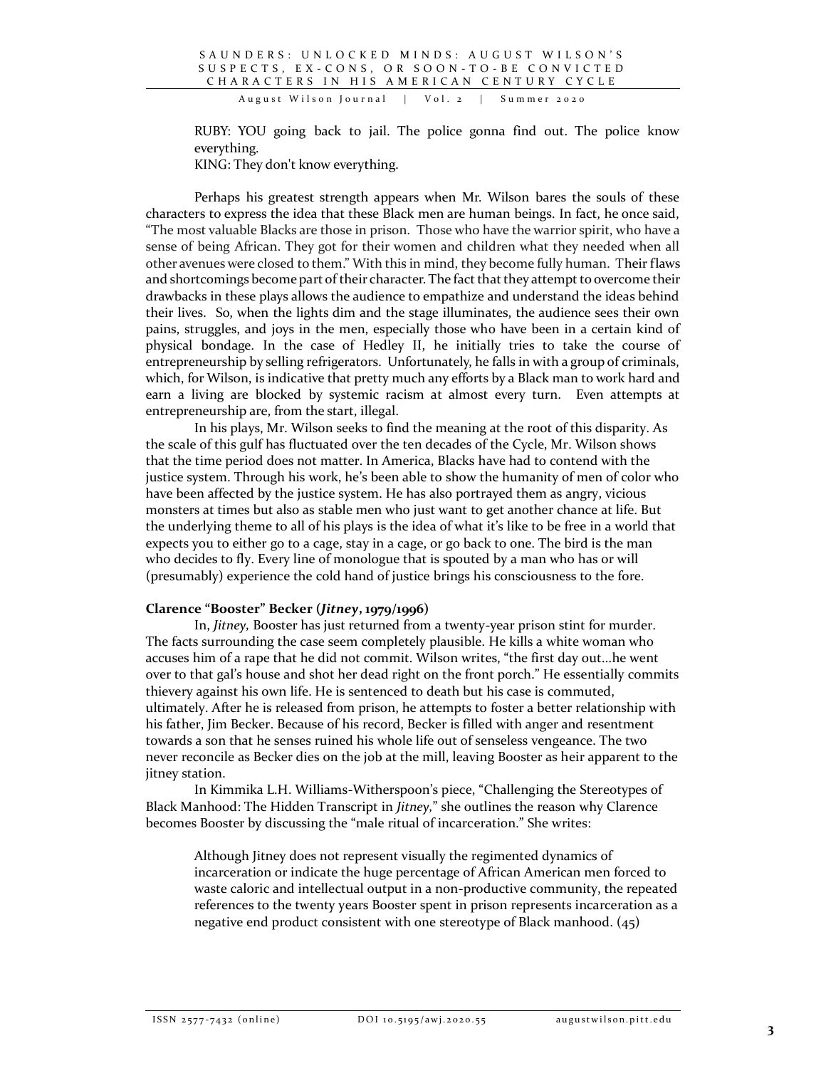RUBY: YOU going back to jail. The police gonna find out. The police know everything.
KING: They don't know everything.

Perhaps his greatest strength appears when Mr. Wilson bares the souls of these characters to express the idea that these Black men are human beings. In fact, he once said, "The most valuable Blacks are those in prison. Those who have the warrior spirit, who have a sense of being African. They got for their women and children what they needed when all other avenues were closed to them." With this in mind, they become fully human. Their flaws and shortcomings become part of their character. The fact that they attempt to overcome their drawbacks in these plays allows the audience to empathize and understand the ideas behind their lives. So, when the lights dim and the stage illuminates, the audience sees their own pains, struggles, and joys in the men, especially those who have been in a certain kind of physical bondage. In the case of Hedley II, he initially tries to take the course of entrepreneurship by selling refrigerators. Unfortunately, he falls in with a group of criminals, which, for Wilson, is indicative that pretty much any efforts by a Black man to work hard and earn a living are blocked by systemic racism at almost every turn. Even attempts at entrepreneurship are, from the start, illegal.

In his plays, Mr. Wilson seeks to find the meaning at the root of this disparity. As the scale of this gulf has fluctuated over the ten decades of the Cycle, Mr. Wilson shows that the time period does not matter. In America, Blacks have had to contend with the justice system. Through his work, he's been able to show the humanity of men of color who have been affected by the justice system. He has also portrayed them as angry, vicious monsters at times but also as stable men who just want to get another chance at life. But the underlying theme to all of his plays is the idea of what it's like to be free in a world that expects you to either go to a cage, stay in a cage, or go back to one. The bird is the man who decides to fly. Every line of monologue that is spouted by a man who has or will (presumably) experience the cold hand of justice brings his consciousness to the fore.

**Clarence "Booster" Becker (*Jitney*, 1979/1996)**

In, *Jitney,* Booster has just returned from a twenty-year prison stint for murder. The facts surrounding the case seem completely plausible. He kills a white woman who accuses him of a rape that he did not commit. Wilson writes, "the first day out…he went over to that gal's house and shot her dead right on the front porch." He essentially commits thievery against his own life. He is sentenced to death but his case is commuted, ultimately. After he is released from prison, he attempts to foster a better relationship with his father, Jim Becker. Because of his record, Becker is filled with anger and resentment towards a son that he senses ruined his whole life out of senseless vengeance. The two never reconcile as Becker dies on the job at the mill, leaving Booster as heir apparent to the jitney station.

In Kimmika L.H. Williams-Witherspoon's piece, "Challenging the Stereotypes of Black Manhood: The Hidden Transcript in *Jitney,*" she outlines the reason why Clarence becomes Booster by discussing the "male ritual of incarceration." She writes:

> Although Jitney does not represent visually the regimented dynamics of incarceration or indicate the huge percentage of African American men forced to waste caloric and intellectual output in a non-productive community, the repeated references to the twenty years Booster spent in prison represents incarceration as a negative end product consistent with one stereotype of Black manhood. (45)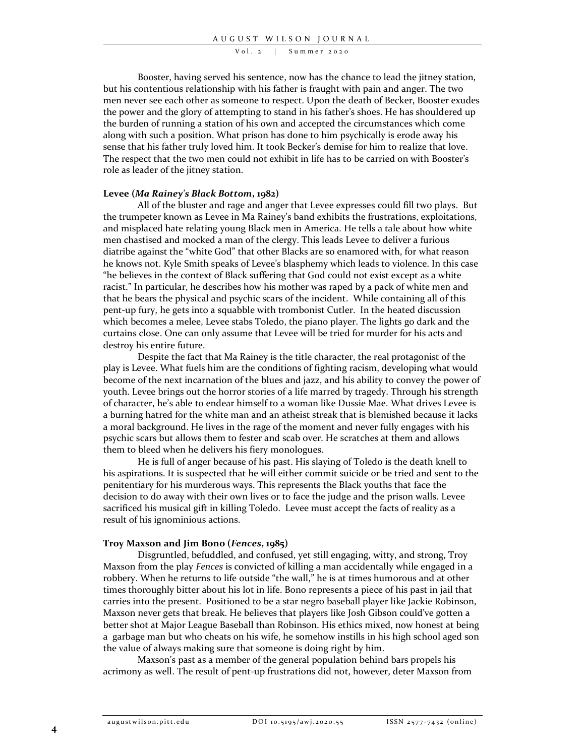Booster, having served his sentence, now has the chance to lead the jitney station, but his contentious relationship with his father is fraught with pain and anger. The two men never see each other as someone to respect. Upon the death of Becker, Booster exudes the power and the glory of attempting to stand in his father's shoes. He has shouldered up the burden of running a station of his own and accepted the circumstances which come along with such a position. What prison has done to him psychically is erode away his sense that his father truly loved him. It took Becker's demise for him to realize that love. The respect that the two men could not exhibit in life has to be carried on with Booster's role as leader of the jitney station.

**Levee (*Ma Rainey's Black Bottom*, 1982)**

All of the bluster and rage and anger that Levee expresses could fill two plays. But the trumpeter known as Levee in Ma Rainey's band exhibits the frustrations, exploitations, and misplaced hate relating young Black men in America. He tells a tale about how white men chastised and mocked a man of the clergy. This leads Levee to deliver a furious diatribe against the "white God" that other Blacks are so enamored with, for what reason he knows not. Kyle Smith speaks of Levee's blasphemy which leads to violence. In this case "he believes in the context of Black suffering that God could not exist except as a white racist." In particular, he describes how his mother was raped by a pack of white men and that he bears the physical and psychic scars of the incident. While containing all of this pent-up fury, he gets into a squabble with trombonist Cutler. In the heated discussion which becomes a melee, Levee stabs Toledo, the piano player. The lights go dark and the curtains close. One can only assume that Levee will be tried for murder for his acts and destroy his entire future.

Despite the fact that Ma Rainey is the title character, the real protagonist of the play is Levee. What fuels him are the conditions of fighting racism, developing what would become of the next incarnation of the blues and jazz, and his ability to convey the power of youth. Levee brings out the horror stories of a life marred by tragedy. Through his strength of character, he's able to endear himself to a woman like Dussie Mae. What drives Levee is a burning hatred for the white man and an atheist streak that is blemished because it lacks a moral background. He lives in the rage of the moment and never fully engages with his psychic scars but allows them to fester and scab over. He scratches at them and allows them to bleed when he delivers his fiery monologues.

He is full of anger because of his past. His slaying of Toledo is the death knell to his aspirations. It is suspected that he will either commit suicide or be tried and sent to the penitentiary for his murderous ways. This represents the Black youths that face the decision to do away with their own lives or to face the judge and the prison walls. Levee sacrificed his musical gift in killing Toledo. Levee must accept the facts of reality as a result of his ignominious actions.

**Troy Maxson and Jim Bono (*Fences*, 1985)**

Disgruntled, befuddled, and confused, yet still engaging, witty, and strong, Troy Maxson from the play *Fences* is convicted of killing a man accidentally while engaged in a robbery. When he returns to life outside "the wall," he is at times humorous and at other times thoroughly bitter about his lot in life. Bono represents a piece of his past in jail that carries into the present. Positioned to be a star negro baseball player like Jackie Robinson, Maxson never gets that break. He believes that players like Josh Gibson could've gotten a better shot at Major League Baseball than Robinson. His ethics mixed, now honest at being a garbage man but who cheats on his wife, he somehow instills in his high school aged son the value of always making sure that someone is doing right by him.

Maxson's past as a member of the general population behind bars propels his acrimony as well. The result of pent-up frustrations did not, however, deter Maxson from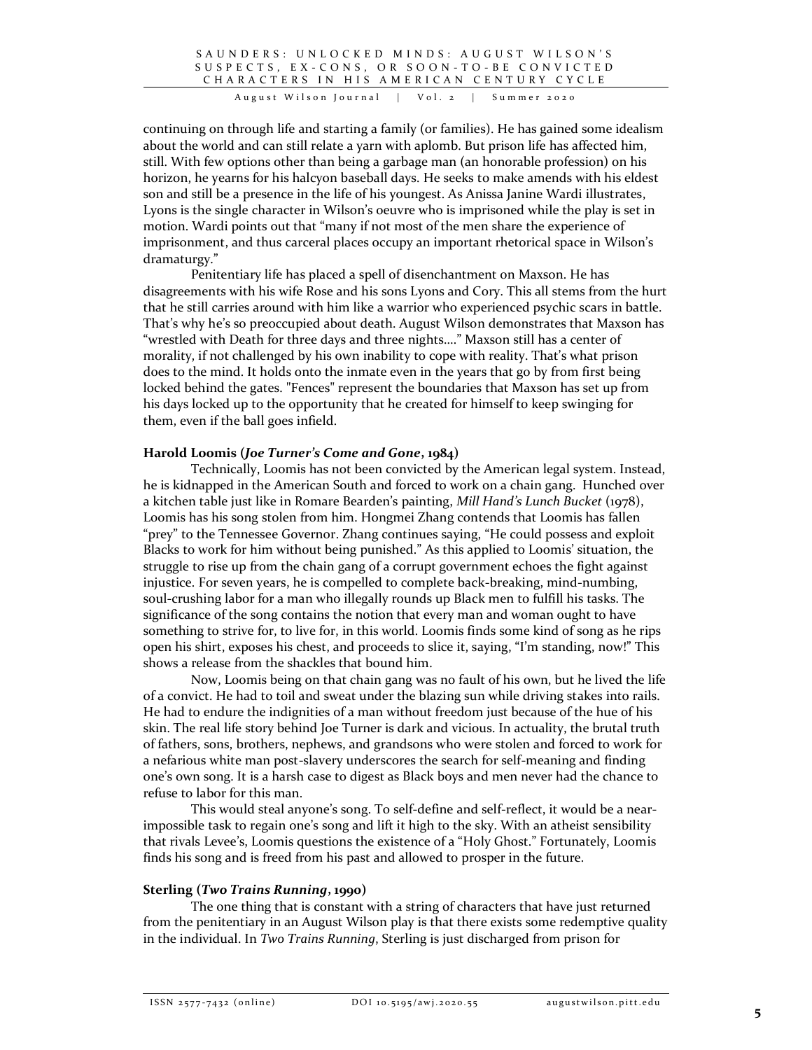continuing on through life and starting a family (or families). He has gained some idealism about the world and can still relate a yarn with aplomb. But prison life has affected him, still. With few options other than being a garbage man (an honorable profession) on his horizon, he yearns for his halcyon baseball days. He seeks to make amends with his eldest son and still be a presence in the life of his youngest. As Anissa Janine Wardi illustrates, Lyons is the single character in Wilson's oeuvre who is imprisoned while the play is set in motion. Wardi points out that "many if not most of the men share the experience of imprisonment, and thus carceral places occupy an important rhetorical space in Wilson's dramaturgy."

Penitentiary life has placed a spell of disenchantment on Maxson. He has disagreements with his wife Rose and his sons Lyons and Cory. This all stems from the hurt that he still carries around with him like a warrior who experienced psychic scars in battle. That's why he's so preoccupied about death. August Wilson demonstrates that Maxson has "wrestled with Death for three days and three nights...." Maxson still has a center of morality, if not challenged by his own inability to cope with reality. That's what prison does to the mind. It holds onto the inmate even in the years that go by from first being locked behind the gates. "Fences" represent the boundaries that Maxson has set up from his days locked up to the opportunity that he created for himself to keep swinging for them, even if the ball goes infield.

### Harold Loomis (*Joe Turner's Come and Gone*, 1984)

Technically, Loomis has not been convicted by the American legal system. Instead, he is kidnapped in the American South and forced to work on a chain gang. Hunched over a kitchen table just like in Romare Bearden's painting, *Mill Hand's Lunch Bucket* (1978), Loomis has his song stolen from him. Hongmei Zhang contends that Loomis has fallen "prey" to the Tennessee Governor. Zhang continues saying, "He could possess and exploit Blacks to work for him without being punished." As this applied to Loomis' situation, the struggle to rise up from the chain gang of a corrupt government echoes the fight against injustice. For seven years, he is compelled to complete back-breaking, mind-numbing, soul-crushing labor for a man who illegally rounds up Black men to fulfill his tasks. The significance of the song contains the notion that every man and woman ought to have something to strive for, to live for, in this world. Loomis finds some kind of song as he rips open his shirt, exposes his chest, and proceeds to slice it, saying, "I'm standing, now!" This shows a release from the shackles that bound him.

Now, Loomis being on that chain gang was no fault of his own, but he lived the life of a convict. He had to toil and sweat under the blazing sun while driving stakes into rails. He had to endure the indignities of a man without freedom just because of the hue of his skin. The real life story behind Joe Turner is dark and vicious. In actuality, the brutal truth of fathers, sons, brothers, nephews, and grandsons who were stolen and forced to work for a nefarious white man post-slavery underscores the search for self-meaning and finding one's own song. It is a harsh case to digest as Black boys and men never had the chance to refuse to labor for this man.

This would steal anyone's song. To self-define and self-reflect, it would be a near-impossible task to regain one's song and lift it high to the sky. With an atheist sensibility that rivals Levee's, Loomis questions the existence of a "Holy Ghost." Fortunately, Loomis finds his song and is freed from his past and allowed to prosper in the future.

### Sterling (*Two Trains Running*, 1990)

The one thing that is constant with a string of characters that have just returned from the penitentiary in an August Wilson play is that there exists some redemptive quality in the individual. In *Two Trains Running*, Sterling is just discharged from prison for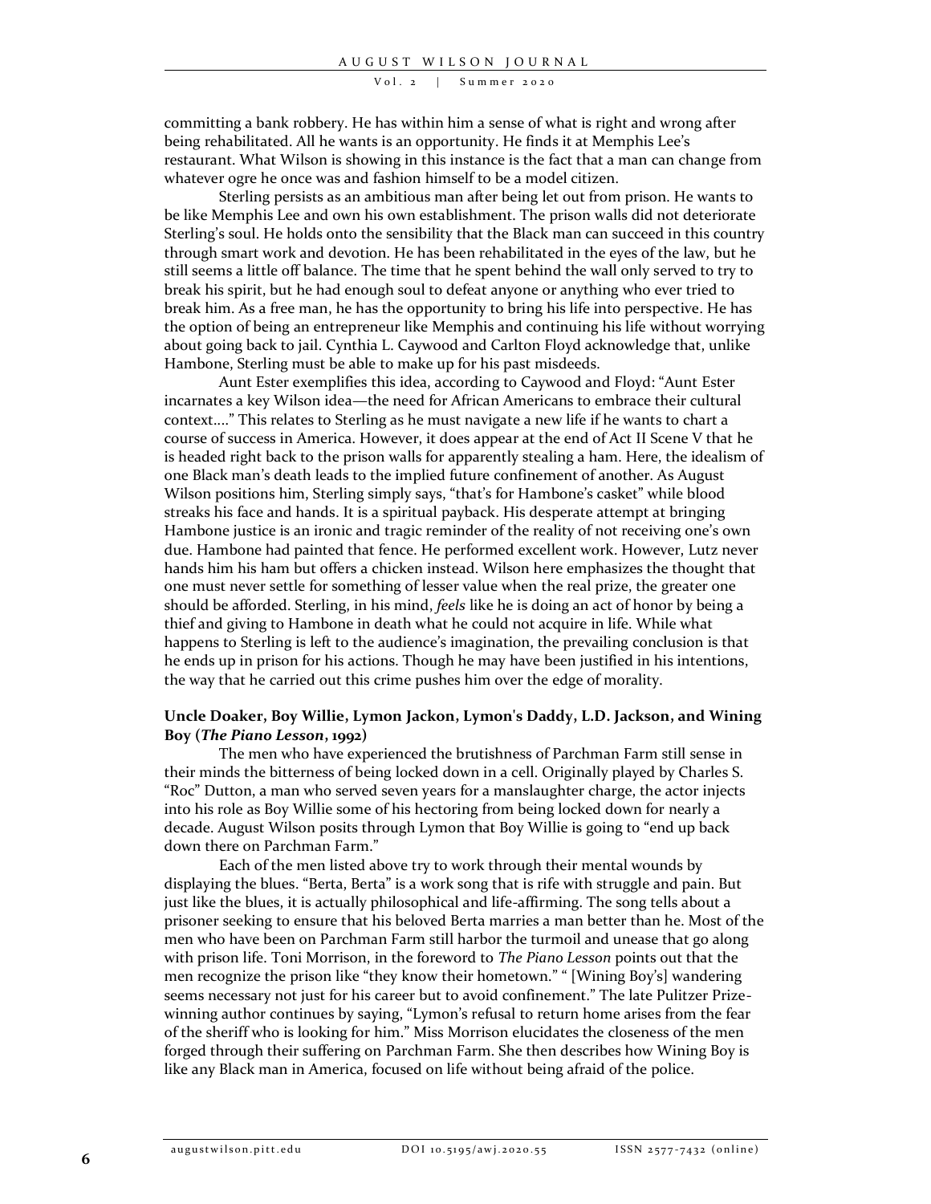committing a bank robbery. He has within him a sense of what is right and wrong after being rehabilitated. All he wants is an opportunity. He finds it at Memphis Lee's restaurant. What Wilson is showing in this instance is the fact that a man can change from whatever ogre he once was and fashion himself to be a model citizen.

Sterling persists as an ambitious man after being let out from prison. He wants to be like Memphis Lee and own his own establishment. The prison walls did not deteriorate Sterling's soul. He holds onto the sensibility that the Black man can succeed in this country through smart work and devotion. He has been rehabilitated in the eyes of the law, but he still seems a little off balance. The time that he spent behind the wall only served to try to break his spirit, but he had enough soul to defeat anyone or anything who ever tried to break him. As a free man, he has the opportunity to bring his life into perspective. He has the option of being an entrepreneur like Memphis and continuing his life without worrying about going back to jail. Cynthia L. Caywood and Carlton Floyd acknowledge that, unlike Hambone, Sterling must be able to make up for his past misdeeds.

Aunt Ester exemplifies this idea, according to Caywood and Floyd: "Aunt Ester incarnates a key Wilson idea—the need for African Americans to embrace their cultural context…." This relates to Sterling as he must navigate a new life if he wants to chart a course of success in America. However, it does appear at the end of Act II Scene V that he is headed right back to the prison walls for apparently stealing a ham. Here, the idealism of one Black man's death leads to the implied future confinement of another. As August Wilson positions him, Sterling simply says, "that's for Hambone's casket" while blood streaks his face and hands. It is a spiritual payback. His desperate attempt at bringing Hambone justice is an ironic and tragic reminder of the reality of not receiving one's own due. Hambone had painted that fence. He performed excellent work. However, Lutz never hands him his ham but offers a chicken instead. Wilson here emphasizes the thought that one must never settle for something of lesser value when the real prize, the greater one should be afforded. Sterling, in his mind, *feels* like he is doing an act of honor by being a thief and giving to Hambone in death what he could not acquire in life. While what happens to Sterling is left to the audience's imagination, the prevailing conclusion is that he ends up in prison for his actions. Though he may have been justified in his intentions, the way that he carried out this crime pushes him over the edge of morality.

### Uncle Doaker, Boy Willie, Lymon Jackon, Lymon's Daddy, L.D. Jackson, and Wining Boy (*The Piano Lesson*, 1992)

The men who have experienced the brutishness of Parchman Farm still sense in their minds the bitterness of being locked down in a cell. Originally played by Charles S. "Roc" Dutton, a man who served seven years for a manslaughter charge, the actor injects into his role as Boy Willie some of his hectoring from being locked down for nearly a decade. August Wilson posits through Lymon that Boy Willie is going to "end up back down there on Parchman Farm."

Each of the men listed above try to work through their mental wounds by displaying the blues. "Berta, Berta" is a work song that is rife with struggle and pain. But just like the blues, it is actually philosophical and life-affirming. The song tells about a prisoner seeking to ensure that his beloved Berta marries a man better than he. Most of the men who have been on Parchman Farm still harbor the turmoil and unease that go along with prison life. Toni Morrison, in the foreword to *The Piano Lesson* points out that the men recognize the prison like "they know their hometown." " [Wining Boy's] wandering seems necessary not just for his career but to avoid confinement." The late Pulitzer Prize-winning author continues by saying, "Lymon's refusal to return home arises from the fear of the sheriff who is looking for him." Miss Morrison elucidates the closeness of the men forged through their suffering on Parchman Farm. She then describes how Wining Boy is like any Black man in America, focused on life without being afraid of the police.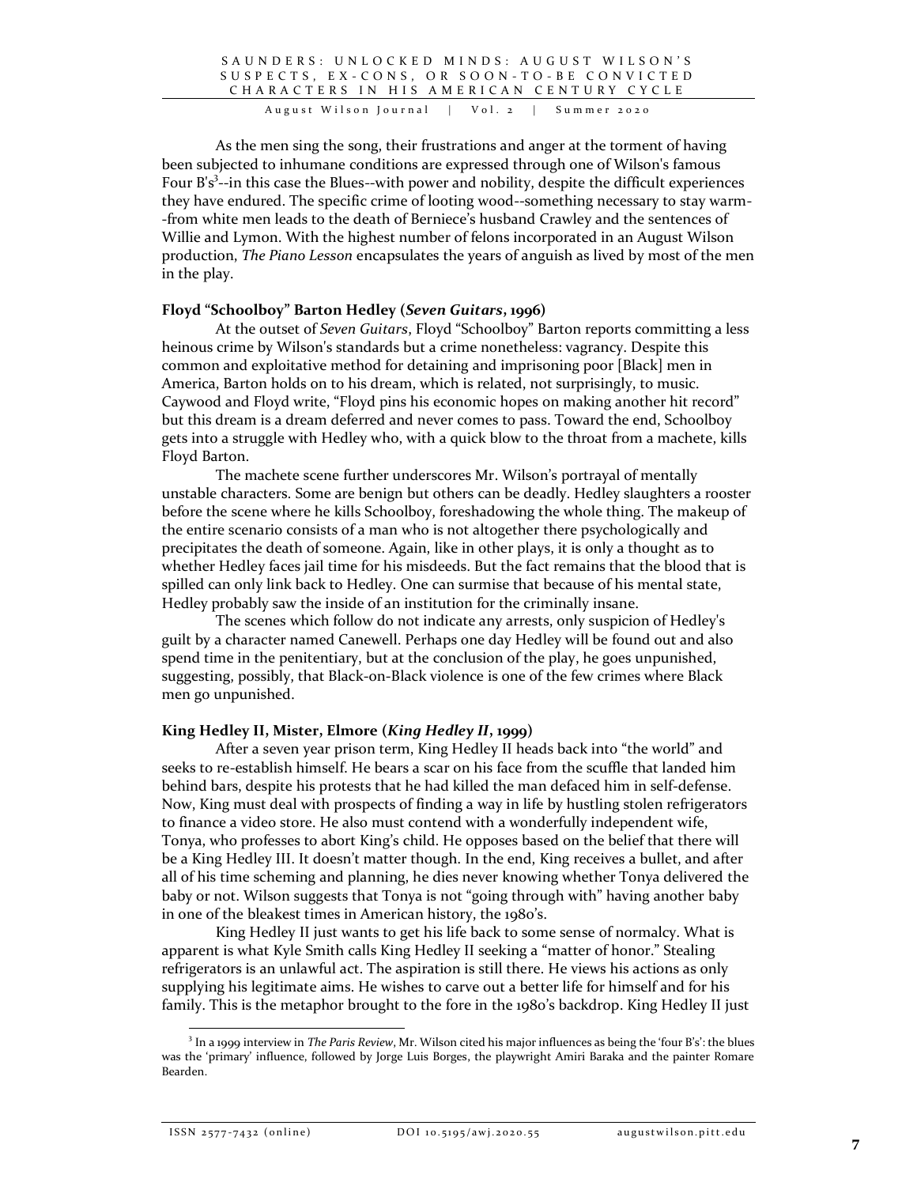As the men sing the song, their frustrations and anger at the torment of having been subjected to inhumane conditions are expressed through one of Wilson's famous Four B's[3]--in this case the Blues--with power and nobility, despite the difficult experiences they have endured. The specific crime of looting wood--something necessary to stay warm--from white men leads to the death of Berniece's husband Crawley and the sentences of Willie and Lymon. With the highest number of felons incorporated in an August Wilson production, *The Piano Lesson* encapsulates the years of anguish as lived by most of the men in the play.

**Floyd "Schoolboy" Barton Hedley (*Seven Guitars*, 1996)**

At the outset of *Seven Guitars*, Floyd "Schoolboy" Barton reports committing a less heinous crime by Wilson's standards but a crime nonetheless: vagrancy. Despite this common and exploitative method for detaining and imprisoning poor [Black] men in America, Barton holds on to his dream, which is related, not surprisingly, to music. Caywood and Floyd write, "Floyd pins his economic hopes on making another hit record" but this dream is a dream deferred and never comes to pass. Toward the end, Schoolboy gets into a struggle with Hedley who, with a quick blow to the throat from a machete, kills Floyd Barton.

The machete scene further underscores Mr. Wilson's portrayal of mentally unstable characters. Some are benign but others can be deadly. Hedley slaughters a rooster before the scene where he kills Schoolboy, foreshadowing the whole thing. The makeup of the entire scenario consists of a man who is not altogether there psychologically and precipitates the death of someone. Again, like in other plays, it is only a thought as to whether Hedley faces jail time for his misdeeds. But the fact remains that the blood that is spilled can only link back to Hedley. One can surmise that because of his mental state, Hedley probably saw the inside of an institution for the criminally insane.

The scenes which follow do not indicate any arrests, only suspicion of Hedley's guilt by a character named Canewell. Perhaps one day Hedley will be found out and also spend time in the penitentiary, but at the conclusion of the play, he goes unpunished, suggesting, possibly, that Black-on-Black violence is one of the few crimes where Black men go unpunished.

**King Hedley II, Mister, Elmore (*King Hedley II*, 1999)**

After a seven year prison term, King Hedley II heads back into "the world" and seeks to re-establish himself. He bears a scar on his face from the scuffle that landed him behind bars, despite his protests that he had killed the man defaced him in self-defense. Now, King must deal with prospects of finding a way in life by hustling stolen refrigerators to finance a video store. He also must contend with a wonderfully independent wife, Tonya, who professes to abort King's child. He opposes based on the belief that there will be a King Hedley III. It doesn't matter though. In the end, King receives a bullet, and after all of his time scheming and planning, he dies never knowing whether Tonya delivered the baby or not. Wilson suggests that Tonya is not "going through with" having another baby in one of the bleakest times in American history, the 1980's.

King Hedley II just wants to get his life back to some sense of normalcy. What is apparent is what Kyle Smith calls King Hedley II seeking a "matter of honor." Stealing refrigerators is an unlawful act. The aspiration is still there. He views his actions as only supplying his legitimate aims. He wishes to carve out a better life for himself and for his family. This is the metaphor brought to the fore in the 1980's backdrop. King Hedley II just

---

[3] In a 1999 interview in *The Paris Review*, Mr. Wilson cited his major influences as being the 'four B's': the blues was the 'primary' influence, followed by Jorge Luis Borges, the playwright Amiri Baraka and the painter Romare Bearden.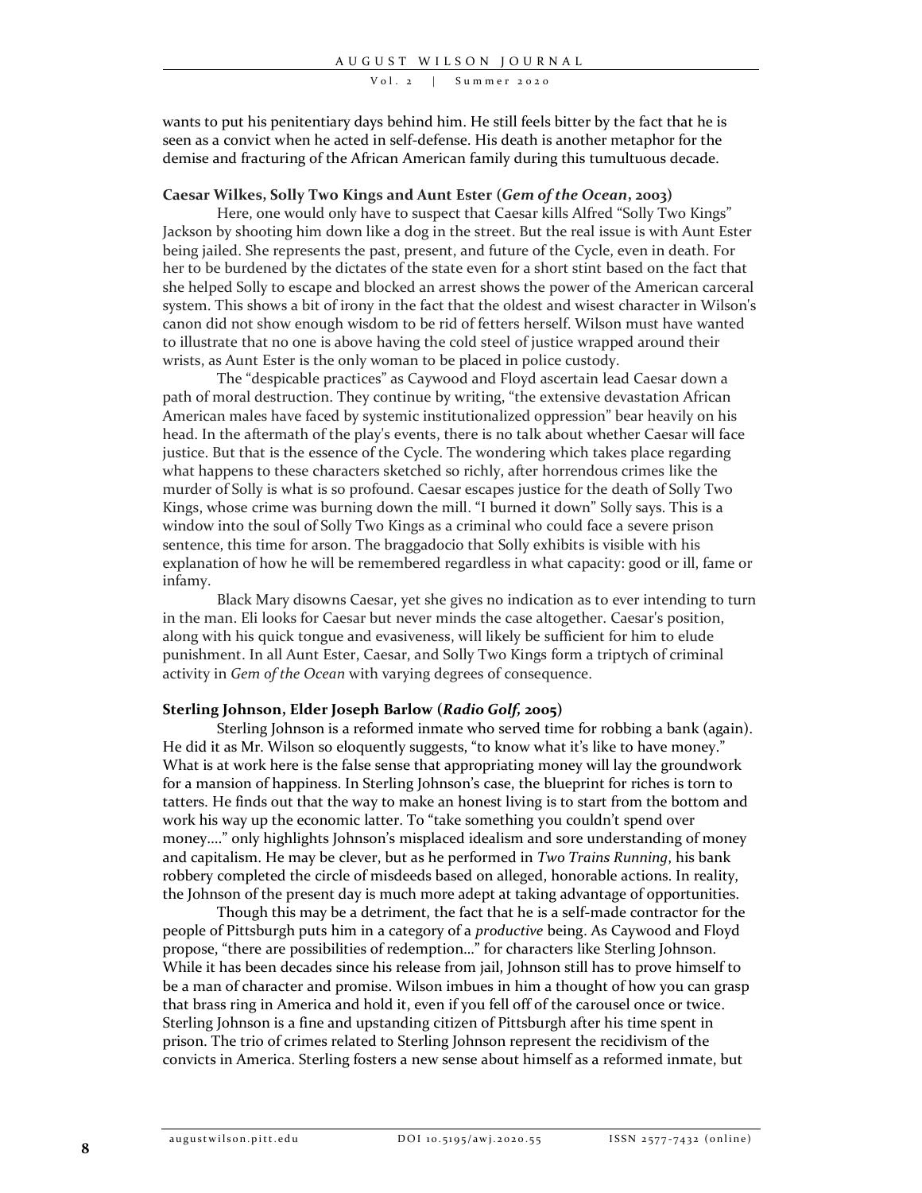wants to put his penitentiary days behind him. He still feels bitter by the fact that he is seen as a convict when he acted in self-defense. His death is another metaphor for the demise and fracturing of the African American family during this tumultuous decade.

**Caesar Wilkes, Solly Two Kings and Aunt Ester (*Gem of the Ocean*, 2003)**

Here, one would only have to suspect that Caesar kills Alfred "Solly Two Kings" Jackson by shooting him down like a dog in the street. But the real issue is with Aunt Ester being jailed. She represents the past, present, and future of the Cycle, even in death. For her to be burdened by the dictates of the state even for a short stint based on the fact that she helped Solly to escape and blocked an arrest shows the power of the American carceral system. This shows a bit of irony in the fact that the oldest and wisest character in Wilson's canon did not show enough wisdom to be rid of fetters herself. Wilson must have wanted to illustrate that no one is above having the cold steel of justice wrapped around their wrists, as Aunt Ester is the only woman to be placed in police custody.

The "despicable practices" as Caywood and Floyd ascertain lead Caesar down a path of moral destruction. They continue by writing, "the extensive devastation African American males have faced by systemic institutionalized oppression" bear heavily on his head. In the aftermath of the play's events, there is no talk about whether Caesar will face justice. But that is the essence of the Cycle. The wondering which takes place regarding what happens to these characters sketched so richly, after horrendous crimes like the murder of Solly is what is so profound. Caesar escapes justice for the death of Solly Two Kings, whose crime was burning down the mill. "I burned it down" Solly says. This is a window into the soul of Solly Two Kings as a criminal who could face a severe prison sentence, this time for arson. The braggadocio that Solly exhibits is visible with his explanation of how he will be remembered regardless in what capacity: good or ill, fame or infamy.

Black Mary disowns Caesar, yet she gives no indication as to ever intending to turn in the man. Eli looks for Caesar but never minds the case altogether. Caesar's position, along with his quick tongue and evasiveness, will likely be sufficient for him to elude punishment. In all Aunt Ester, Caesar, and Solly Two Kings form a triptych of criminal activity in *Gem of the Ocean* with varying degrees of consequence.

**Sterling Johnson, Elder Joseph Barlow (*Radio Golf*, 2005)**

Sterling Johnson is a reformed inmate who served time for robbing a bank (again). He did it as Mr. Wilson so eloquently suggests, "to know what it's like to have money." What is at work here is the false sense that appropriating money will lay the groundwork for a mansion of happiness. In Sterling Johnson's case, the blueprint for riches is torn to tatters. He finds out that the way to make an honest living is to start from the bottom and work his way up the economic latter. To "take something you couldn't spend over money...." only highlights Johnson's misplaced idealism and sore understanding of money and capitalism. He may be clever, but as he performed in *Two Trains Running*, his bank robbery completed the circle of misdeeds based on alleged, honorable actions. In reality, the Johnson of the present day is much more adept at taking advantage of opportunities.

Though this may be a detriment, the fact that he is a self-made contractor for the people of Pittsburgh puts him in a category of a *productive* being. As Caywood and Floyd propose, "there are possibilities of redemption..." for characters like Sterling Johnson. While it has been decades since his release from jail, Johnson still has to prove himself to be a man of character and promise. Wilson imbues in him a thought of how you can grasp that brass ring in America and hold it, even if you fell off of the carousel once or twice. Sterling Johnson is a fine and upstanding citizen of Pittsburgh after his time spent in prison. The trio of crimes related to Sterling Johnson represent the recidivism of the convicts in America. Sterling fosters a new sense about himself as a reformed inmate, but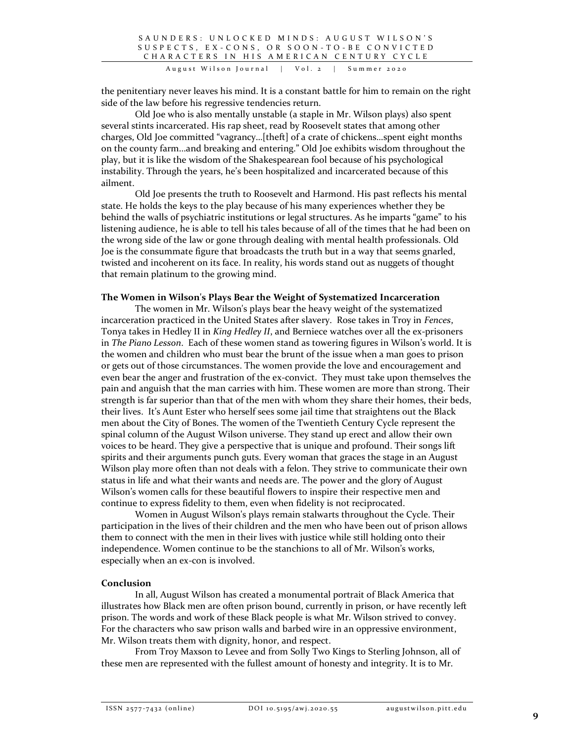the penitentiary never leaves his mind. It is a constant battle for him to remain on the right side of the law before his regressive tendencies return.

Old Joe who is also mentally unstable (a staple in Mr. Wilson plays) also spent several stints incarcerated. His rap sheet, read by Roosevelt states that among other charges, Old Joe committed "vagrancy…[theft] of a crate of chickens…spent eight months on the county farm…and breaking and entering." Old Joe exhibits wisdom throughout the play, but it is like the wisdom of the Shakespearean fool because of his psychological instability. Through the years, he's been hospitalized and incarcerated because of this ailment.

Old Joe presents the truth to Roosevelt and Harmond. His past reflects his mental state. He holds the keys to the play because of his many experiences whether they be behind the walls of psychiatric institutions or legal structures. As he imparts "game" to his listening audience, he is able to tell his tales because of all of the times that he had been on the wrong side of the law or gone through dealing with mental health professionals. Old Joe is the consummate figure that broadcasts the truth but in a way that seems gnarled, twisted and incoherent on its face. In reality, his words stand out as nuggets of thought that remain platinum to the growing mind.

### The Women in Wilson's Plays Bear the Weight of Systematized Incarceration

The women in Mr. Wilson's plays bear the heavy weight of the systematized incarceration practiced in the United States after slavery. Rose takes in Troy in *Fences*, Tonya takes in Hedley II in *King Hedley II*, and Berniece watches over all the ex-prisoners in *The Piano Lesson*. Each of these women stand as towering figures in Wilson's world. It is the women and children who must bear the brunt of the issue when a man goes to prison or gets out of those circumstances. The women provide the love and encouragement and even bear the anger and frustration of the ex-convict. They must take upon themselves the pain and anguish that the man carries with him. These women are more than strong. Their strength is far superior than that of the men with whom they share their homes, their beds, their lives. It's Aunt Ester who herself sees some jail time that straightens out the Black men about the City of Bones. The women of the Twentieth Century Cycle represent the spinal column of the August Wilson universe. They stand up erect and allow their own voices to be heard. They give a perspective that is unique and profound. Their songs lift spirits and their arguments punch guts. Every woman that graces the stage in an August Wilson play more often than not deals with a felon. They strive to communicate their own status in life and what their wants and needs are. The power and the glory of August Wilson's women calls for these beautiful flowers to inspire their respective men and continue to express fidelity to them, even when fidelity is not reciprocated.

Women in August Wilson's plays remain stalwarts throughout the Cycle. Their participation in the lives of their children and the men who have been out of prison allows them to connect with the men in their lives with justice while still holding onto their independence. Women continue to be the stanchions to all of Mr. Wilson's works, especially when an ex-con is involved.

### Conclusion

In all, August Wilson has created a monumental portrait of Black America that illustrates how Black men are often prison bound, currently in prison, or have recently left prison. The words and work of these Black people is what Mr. Wilson strived to convey. For the characters who saw prison walls and barbed wire in an oppressive environment, Mr. Wilson treats them with dignity, honor, and respect.

From Troy Maxson to Levee and from Solly Two Kings to Sterling Johnson, all of these men are represented with the fullest amount of honesty and integrity. It is to Mr.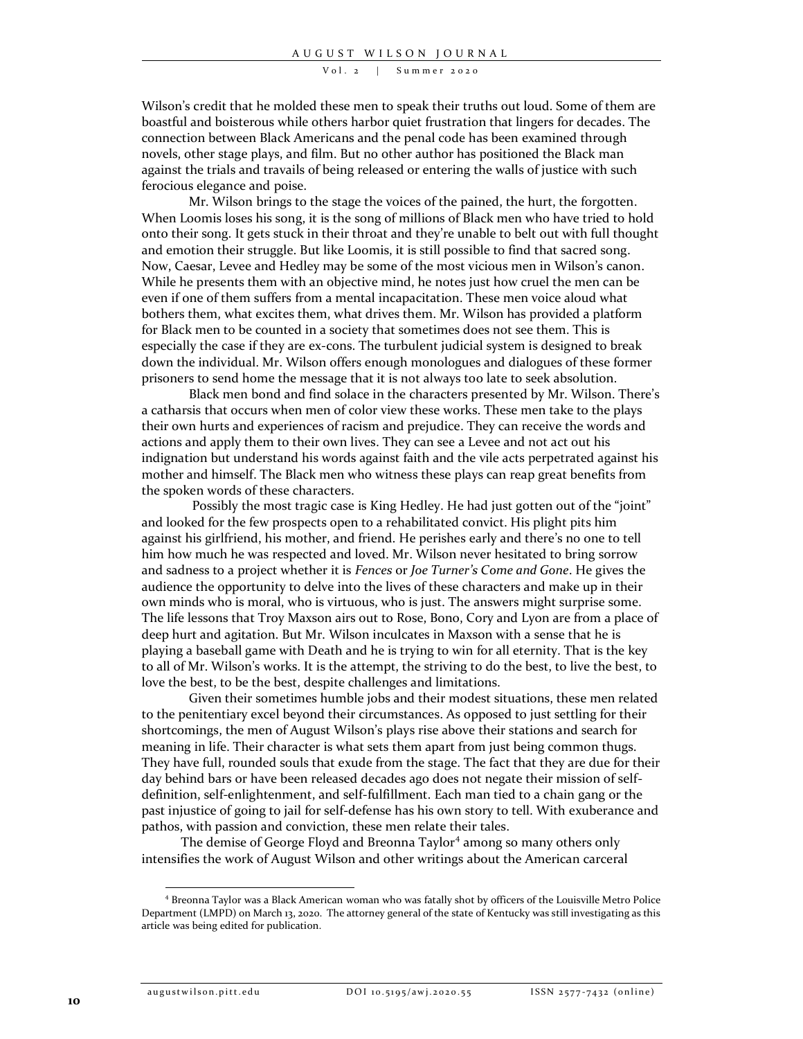Wilson's credit that he molded these men to speak their truths out loud. Some of them are boastful and boisterous while others harbor quiet frustration that lingers for decades. The connection between Black Americans and the penal code has been examined through novels, other stage plays, and film. But no other author has positioned the Black man against the trials and travails of being released or entering the walls of justice with such ferocious elegance and poise.

Mr. Wilson brings to the stage the voices of the pained, the hurt, the forgotten. When Loomis loses his song, it is the song of millions of Black men who have tried to hold onto their song. It gets stuck in their throat and they're unable to belt out with full thought and emotion their struggle. But like Loomis, it is still possible to find that sacred song. Now, Caesar, Levee and Hedley may be some of the most vicious men in Wilson's canon. While he presents them with an objective mind, he notes just how cruel the men can be even if one of them suffers from a mental incapacitation. These men voice aloud what bothers them, what excites them, what drives them. Mr. Wilson has provided a platform for Black men to be counted in a society that sometimes does not see them. This is especially the case if they are ex-cons. The turbulent judicial system is designed to break down the individual. Mr. Wilson offers enough monologues and dialogues of these former prisoners to send home the message that it is not always too late to seek absolution.

Black men bond and find solace in the characters presented by Mr. Wilson. There's a catharsis that occurs when men of color view these works. These men take to the plays their own hurts and experiences of racism and prejudice. They can receive the words and actions and apply them to their own lives. They can see a Levee and not act out his indignation but understand his words against faith and the vile acts perpetrated against his mother and himself. The Black men who witness these plays can reap great benefits from the spoken words of these characters.

Possibly the most tragic case is King Hedley. He had just gotten out of the "joint" and looked for the few prospects open to a rehabilitated convict. His plight pits him against his girlfriend, his mother, and friend. He perishes early and there's no one to tell him how much he was respected and loved. Mr. Wilson never hesitated to bring sorrow and sadness to a project whether it is *Fences* or *Joe Turner's Come and Gone*. He gives the audience the opportunity to delve into the lives of these characters and make up in their own minds who is moral, who is virtuous, who is just. The answers might surprise some. The life lessons that Troy Maxson airs out to Rose, Bono, Cory and Lyon are from a place of deep hurt and agitation. But Mr. Wilson inculcates in Maxson with a sense that he is playing a baseball game with Death and he is trying to win for all eternity. That is the key to all of Mr. Wilson's works. It is the attempt, the striving to do the best, to live the best, to love the best, to be the best, despite challenges and limitations.

Given their sometimes humble jobs and their modest situations, these men related to the penitentiary excel beyond their circumstances. As opposed to just settling for their shortcomings, the men of August Wilson's plays rise above their stations and search for meaning in life. Their character is what sets them apart from just being common thugs. They have full, rounded souls that exude from the stage. The fact that they are due for their day behind bars or have been released decades ago does not negate their mission of self-definition, self-enlightenment, and self-fulfillment. Each man tied to a chain gang or the past injustice of going to jail for self-defense has his own story to tell. With exuberance and pathos, with passion and conviction, these men relate their tales.

The demise of George Floyd and Breonna Taylor[4] among so many others only intensifies the work of August Wilson and other writings about the American carceral

[4] Breonna Taylor was a Black American woman who was fatally shot by officers of the Louisville Metro Police Department (LMPD) on March 13, 2020. The attorney general of the state of Kentucky was still investigating as this article was being edited for publication.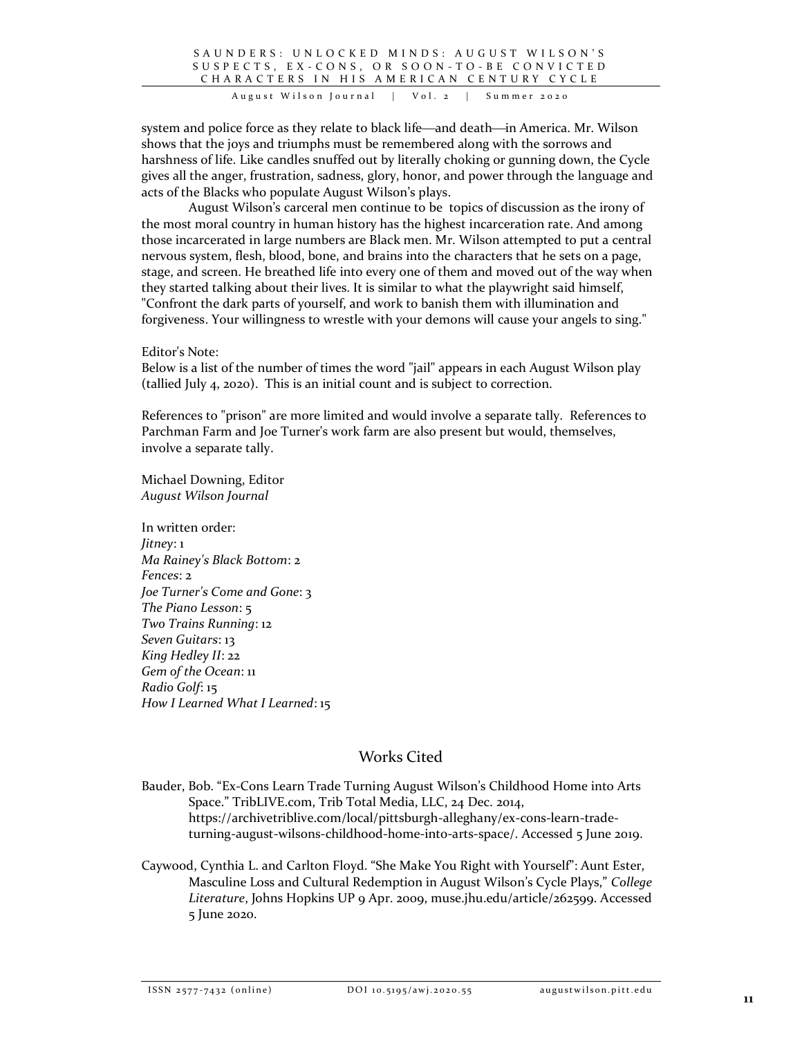system and police force as they relate to black life—and death—in America. Mr. Wilson shows that the joys and triumphs must be remembered along with the sorrows and harshness of life. Like candles snuffed out by literally choking or gunning down, the Cycle gives all the anger, frustration, sadness, glory, honor, and power through the language and acts of the Blacks who populate August Wilson's plays.

August Wilson's carceral men continue to be topics of discussion as the irony of the most moral country in human history has the highest incarceration rate. And among those incarcerated in large numbers are Black men. Mr. Wilson attempted to put a central nervous system, flesh, blood, bone, and brains into the characters that he sets on a page, stage, and screen. He breathed life into every one of them and moved out of the way when they started talking about their lives. It is similar to what the playwright said himself, "Confront the dark parts of yourself, and work to banish them with illumination and forgiveness. Your willingness to wrestle with your demons will cause your angels to sing."

Editor's Note:
Below is a list of the number of times the word "jail" appears in each August Wilson play (tallied July 4, 2020). This is an initial count and is subject to correction.

References to "prison" are more limited and would involve a separate tally. References to Parchman Farm and Joe Turner's work farm are also present but would, themselves, involve a separate tally.

Michael Downing, Editor
*August Wilson Journal*

In written order:
*Jitney*: 1
*Ma Rainey's Black Bottom*: 2
*Fences*: 2
*Joe Turner's Come and Gone*: 3
*The Piano Lesson*: 5
*Two Trains Running*: 12
*Seven Guitars*: 13
*King Hedley II*: 22
*Gem of the Ocean*: 11
*Radio Golf*: 15
*How I Learned What I Learned*: 15

## Works Cited

Bauder, Bob. "Ex-Cons Learn Trade Turning August Wilson's Childhood Home into Arts Space." TribLIVE.com, Trib Total Media, LLC, 24 Dec. 2014, https://archivetriblive.com/local/pittsburgh-alleghany/ex-cons-learn-trade-turning-august-wilsons-childhood-home-into-arts-space/. Accessed 5 June 2019.

Caywood, Cynthia L. and Carlton Floyd. "She Make You Right with Yourself": Aunt Ester, Masculine Loss and Cultural Redemption in August Wilson's Cycle Plays," *College Literature*, Johns Hopkins UP 9 Apr. 2009, muse.jhu.edu/article/262599. Accessed 5 June 2020.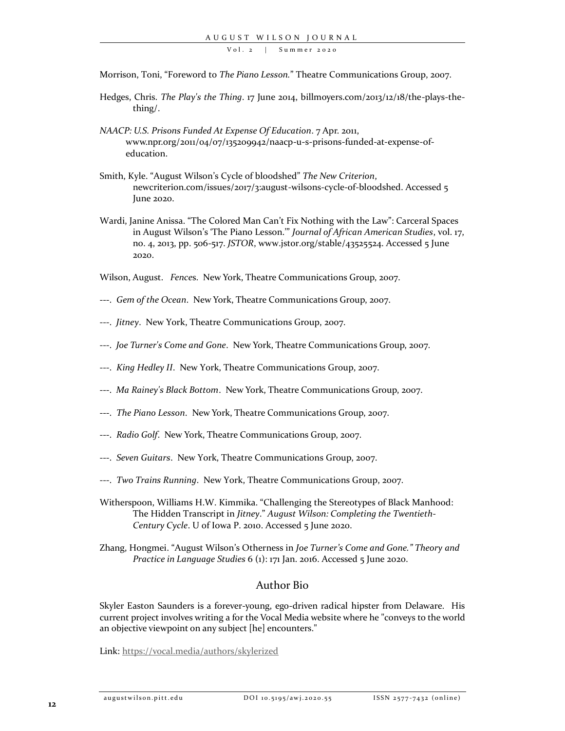Morrison, Toni, "Foreword to *The Piano Lesson.*" Theatre Communications Group, 2007.

Hedges, Chris. *The Play's the Thing*. 17 June 2014, billmoyers.com/2013/12/18/the-plays-the-thing/.

*NAACP: U.S. Prisons Funded At Expense Of Education*. 7 Apr. 2011, www.npr.org/2011/04/07/135209942/naacp-u-s-prisons-funded-at-expense-of-education.

Smith, Kyle. "August Wilson's Cycle of bloodshed" *The New Criterion*, newcriterion.com/issues/2017/3:august-wilsons-cycle-of-bloodshed. Accessed 5 June 2020.

Wardi, Janine Anissa. "The Colored Man Can't Fix Nothing with the Law": Carceral Spaces in August Wilson's 'The Piano Lesson.'" *Journal of African American Studies*, vol. 17, no. 4, 2013, pp. 506-517. *JSTOR*, www.jstor.org/stable/43525524. Accessed 5 June 2020.

Wilson, August. *Fences*. New York, Theatre Communications Group, 2007.

---. *Gem of the Ocean*. New York, Theatre Communications Group, 2007.

---. *Jitney*. New York, Theatre Communications Group, 2007.

---. *Joe Turner's Come and Gone*. New York, Theatre Communications Group, 2007.

---. *King Hedley II*. New York, Theatre Communications Group, 2007.

---. *Ma Rainey's Black Bottom*. New York, Theatre Communications Group, 2007.

---. *The Piano Lesson*. New York, Theatre Communications Group, 2007.

---. *Radio Golf*. New York, Theatre Communications Group, 2007.

---. *Seven Guitars*. New York, Theatre Communications Group, 2007.

---. *Two Trains Running*. New York, Theatre Communications Group, 2007.

Witherspoon, Williams H.W. Kimmika. "Challenging the Stereotypes of Black Manhood: The Hidden Transcript in *Jitney*." *August Wilson: Completing the Twentieth-Century Cycle*. U of Iowa P. 2010. Accessed 5 June 2020.

Zhang, Hongmei. "August Wilson's Otherness in *Joe Turner's Come and Gone." Theory and Practice in Language Studies* 6 (1): 171 Jan. 2016. Accessed 5 June 2020.

## Author Bio

Skyler Easton Saunders is a forever-young, ego-driven radical hipster from Delaware. His current project involves writing a for the Vocal Media website where he "conveys to the world an objective viewpoint on any subject [he] encounters."

Link: https://vocal.media/authors/skylerized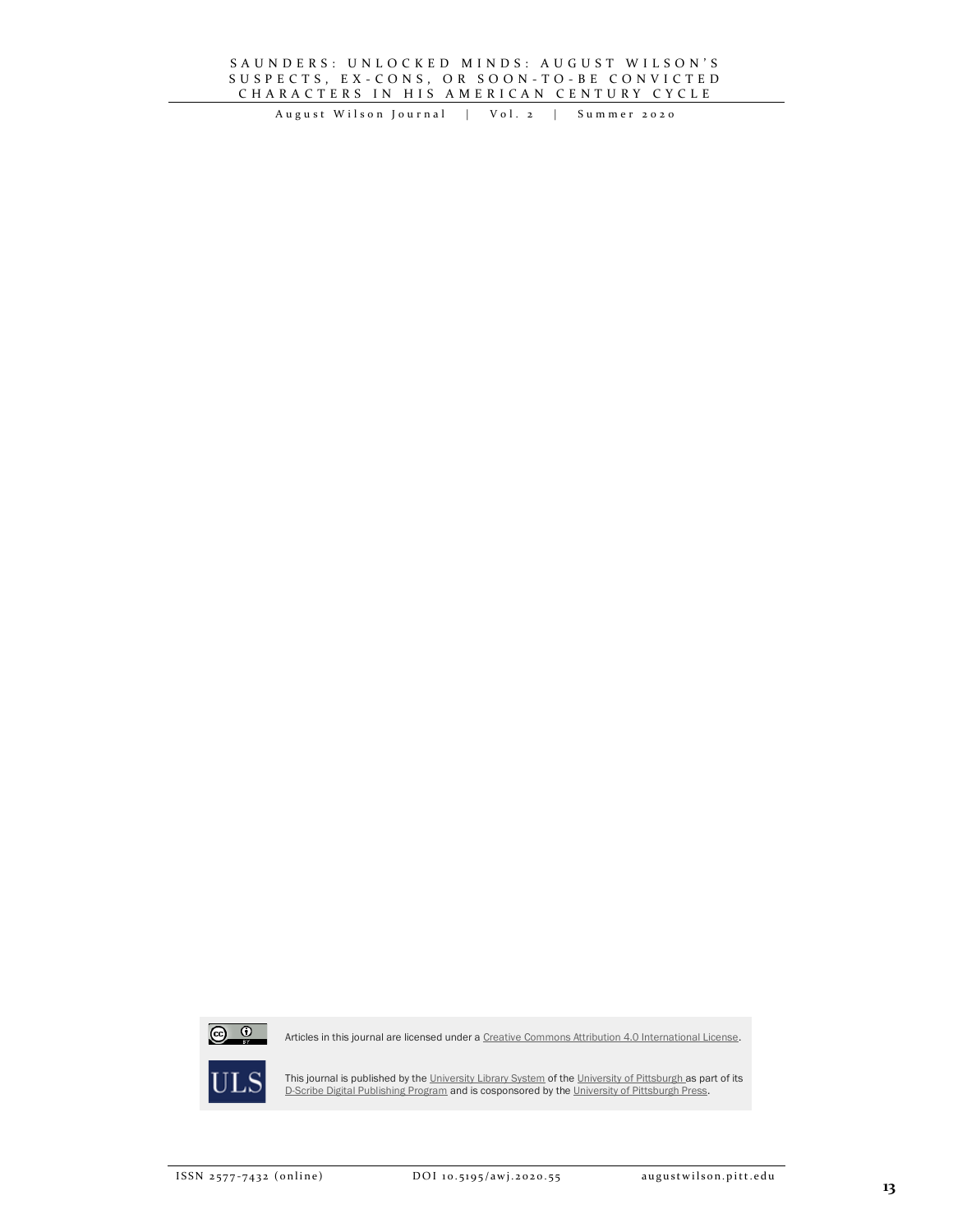Articles in this journal are licensed under a [Creative Commons Attribution 4.0 International License](https://creativecommons.org/licenses/by/4.0/).

This journal is published by the [University Library System](https://www.library.pitt.edu/) of the [University of Pittsburgh](https://www.pitt.edu/) as part of its [D-Scribe Digital Publishing Program](https://www.library.pitt.edu/e-journals) and is cosponsored by the [University of Pittsburgh Press](https://upress.pitt.edu/).